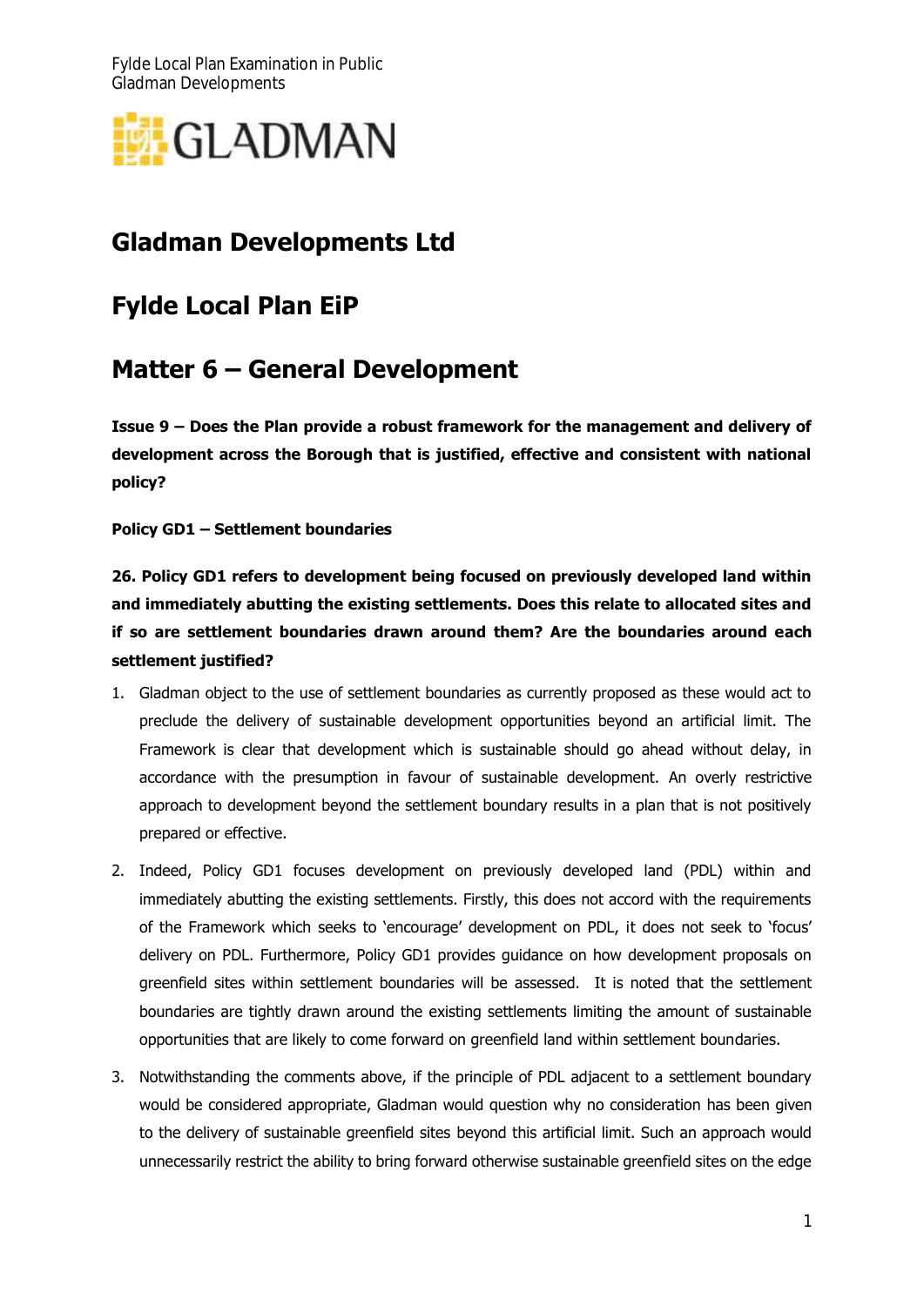# Gladman Developments Ltd

# Fylde Local Plan EiP

# Matter 6 – General Development

**Issue 9 – Does the Plan provide a robust framework for the management and delivery of development across the Borough that is justified, effective and consistent with national policy?**

**Policy GD1 – Settlement boundaries**

**26. Policy GD1 refers to development being focused on previously developed land within and immediately abutting the existing settlements. Does this relate to allocated sites and if so are settlement boundaries drawn around them? Are the boundaries around each settlement justified?**

1. Gladman object to the use of settlement boundaries as currently proposed as these would act to preclude the delivery of sustainable development opportunities beyond an artificial limit. The Framework is clear that development which is sustainable should go ahead without delay, in accordance with the presumption in favour of sustainable development. An overly restrictive approach to development beyond the settlement boundary results in a plan that is not positively prepared or effective.

2. Indeed, Policy GD1 focuses development on previously developed land (PDL) within and immediately abutting the existing settlements. Firstly, this does not accord with the requirements of the Framework which seeks to 'encourage' development on PDL, it does not seek to 'focus' delivery on PDL. Furthermore, Policy GD1 provides guidance on how development proposals on greenfield sites within settlement boundaries will be assessed. It is noted that the settlement boundaries are tightly drawn around the existing settlements limiting the amount of sustainable opportunities that are likely to come forward on greenfield land within settlement boundaries.

3. Notwithstanding the comments above, if the principle of PDL adjacent to a settlement boundary would be considered appropriate, Gladman would question why no consideration has been given to the delivery of sustainable greenfield sites beyond this artificial limit. Such an approach would unnecessarily restrict the ability to bring forward otherwise sustainable greenfield sites on the edge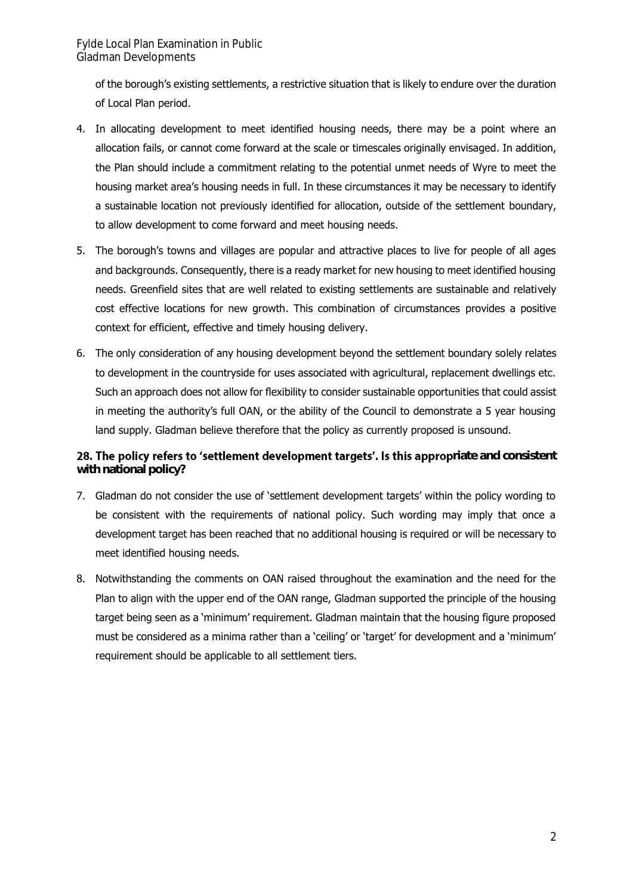of the borough's existing settlements, a restrictive situation that is likely to endure over the duration of Local Plan period.

4. In allocating development to meet identified housing needs, there may be a point where an allocation fails, or cannot come forward at the scale or timescales originally envisaged. In addition, the Plan should include a commitment relating to the potential unmet needs of Wyre to meet the housing market area's housing needs in full. In these circumstances it may be necessary to identify a sustainable location not previously identified for allocation, outside of the settlement boundary, to allow development to come forward and meet housing needs.

5. The borough's towns and villages are popular and attractive places to live for people of all ages and backgrounds. Consequently, there is a ready market for new housing to meet identified housing needs. Greenfield sites that are well related to existing settlements are sustainable and relatively cost effective locations for new growth. This combination of circumstances provides a positive context for efficient, effective and timely housing delivery.

6. The only consideration of any housing development beyond the settlement boundary solely relates to development in the countryside for uses associated with agricultural, replacement dwellings etc. Such an approach does not allow for flexibility to consider sustainable opportunities that could assist in meeting the authority's full OAN, or the ability of the Council to demonstrate a 5 year housing land supply. Gladman believe therefore that the policy as currently proposed is unsound.

**28. The policy refers to 'settlement development targets'. Is this appropriate and consistent with national policy?**

7. Gladman do not consider the use of 'settlement development targets' within the policy wording to be consistent with the requirements of national policy. Such wording may imply that once a development target has been reached that no additional housing is required or will be necessary to meet identified housing needs.

8. Notwithstanding the comments on OAN raised throughout the examination and the need for the Plan to align with the upper end of the OAN range, Gladman supported the principle of the housing target being seen as a 'minimum' requirement. Gladman maintain that the housing figure proposed must be considered as a minima rather than a 'ceiling' or 'target' for development and a 'minimum' requirement should be applicable to all settlement tiers.